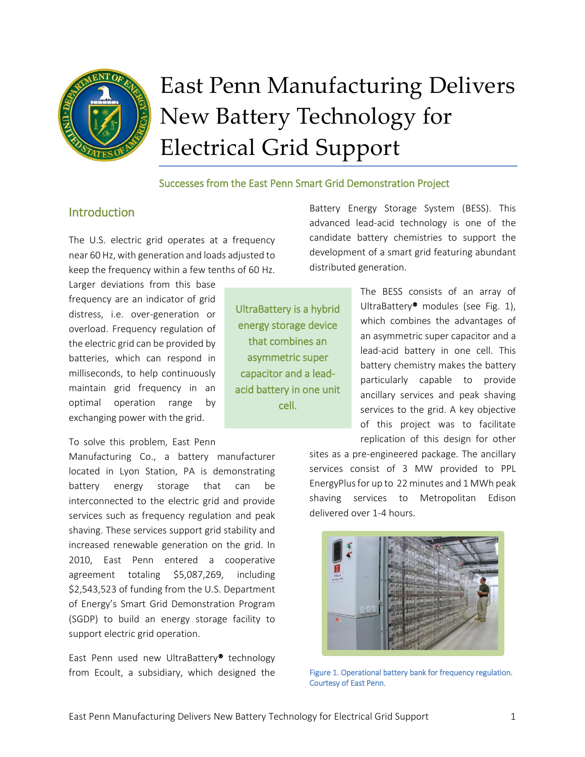# East Penn Manufacturing Delivers New Battery Technology for Electrical Grid Support

### Successes from the East Penn Smart Grid Demonstration Project

## Introduction

The U.S. electric grid operates at a frequency near 60 Hz, with generation and loads adjusted to keep the frequency within a few tenths of 60 Hz. Larger deviations from this base frequency are an indicator of grid distress, i.e. over-generation or overload. Frequency regulation of the electric grid can be provided by batteries, which can respond in milliseconds, to help continuously maintain grid frequency in an optimal operation range by exchanging power with the grid.

To solve this problem, East Penn Manufacturing Co., a battery manufacturer located in Lyon Station, PA is demonstrating battery energy storage that can be interconnected to the electric grid and provide services such as frequency regulation and peak shaving. These services support grid stability and increased renewable generation on the grid. In 2010, East Penn entered a cooperative agreement totaling $5,087,269, including $2,543,523 of funding from the U.S. Department of Energy's Smart Grid Demonstration Program (SGDP) to build an energy storage facility to support electric grid operation.

East Penn used new UltraBattery® technology from Ecoult, a subsidiary, which designed the Battery Energy Storage System (BESS). This advanced lead-acid technology is one of the candidate battery chemistries to support the development of a smart grid featuring abundant distributed generation.

> UltraBattery is a hybrid energy storage device that combines an asymmetric super capacitor and a lead-acid battery in one unit cell.

The BESS consists of an array of UltraBattery® modules (see Fig. 1), which combines the advantages of an asymmetric super capacitor and a lead-acid battery in one cell. This battery chemistry makes the battery particularly capable to provide ancillary services and peak shaving services to the grid. A key objective of this project was to facilitate replication of this design for other sites as a pre-engineered package. The ancillary services consist of 3 MW provided to PPL EnergyPlus for up to 22 minutes and 1 MWh peak shaving services to Metropolitan Edison delivered over 1-4 hours.

Figure 1. Operational battery bank for frequency regulation. Courtesy of East Penn.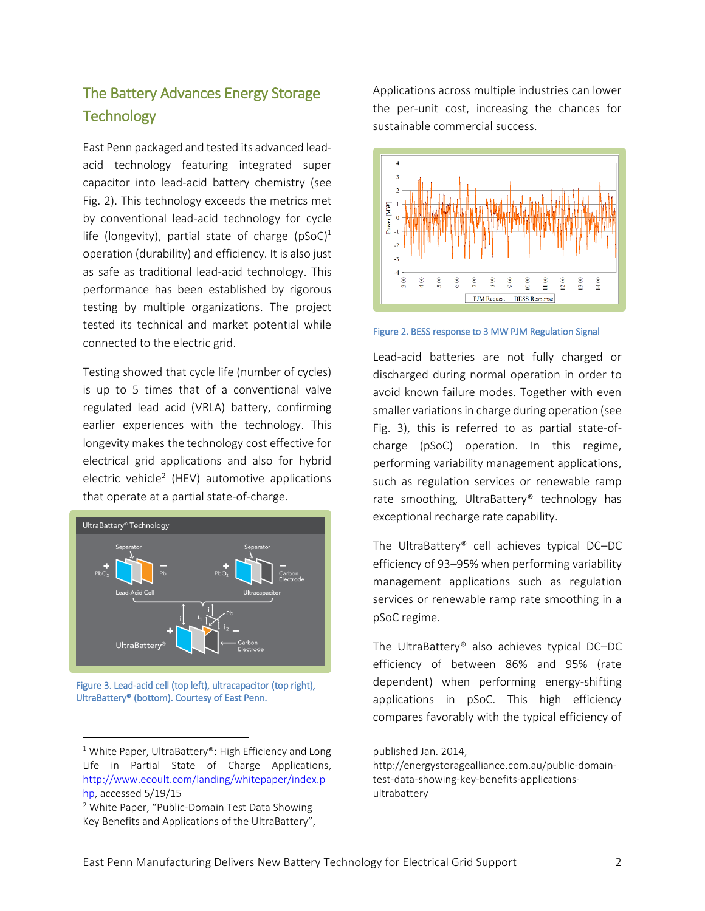## The Battery Advances Energy Storage Technology

East Penn packaged and tested its advanced lead-acid technology featuring integrated super capacitor into lead-acid battery chemistry (see Fig. 2). This technology exceeds the metrics met by conventional lead-acid technology for cycle life (longevity), partial state of charge (pSoC)[1] operation (durability) and efficiency. It is also just as safe as traditional lead-acid technology. This performance has been established by rigorous testing by multiple organizations. The project tested its technical and market potential while connected to the electric grid.

Testing showed that cycle life (number of cycles) is up to 5 times that of a conventional valve regulated lead acid (VRLA) battery, confirming earlier experiences with the technology. This longevity makes the technology cost effective for electrical grid applications and also for hybrid electric vehicle[2] (HEV) automotive applications that operate at a partial state-of-charge.

Figure 3. Lead-acid cell (top left), ultracapacitor (top right), UltraBattery® (bottom). Courtesy of East Penn.

Applications across multiple industries can lower the per-unit cost, increasing the chances for sustainable commercial success.

Figure 2. BESS response to 3 MW PJM Regulation Signal

Lead-acid batteries are not fully charged or discharged during normal operation in order to avoid known failure modes. Together with even smaller variations in charge during operation (see Fig. 3), this is referred to as partial state-of-charge (pSoC) operation. In this regime, performing variability management applications, such as regulation services or renewable ramp rate smoothing, UltraBattery® technology has exceptional recharge rate capability.

The UltraBattery® cell achieves typical DC–DC efficiency of 93–95% when performing variability management applications such as regulation services or renewable ramp rate smoothing in a pSoC regime.

The UltraBattery® also achieves typical DC–DC efficiency of between 86% and 95% (rate dependent) when performing energy-shifting applications in pSoC. This high efficiency compares favorably with the typical efficiency of

---

[1] White Paper, UltraBattery®: High Efficiency and Long Life in Partial State of Charge Applications, http://www.ecoult.com/landing/whitepaper/index.php, accessed 5/19/15

[2] White Paper, "Public-Domain Test Data Showing Key Benefits and Applications of the UltraBattery", published Jan. 2014, http://energystoragealliance.com.au/public-domain-test-data-showing-key-benefits-applications-ultrabattery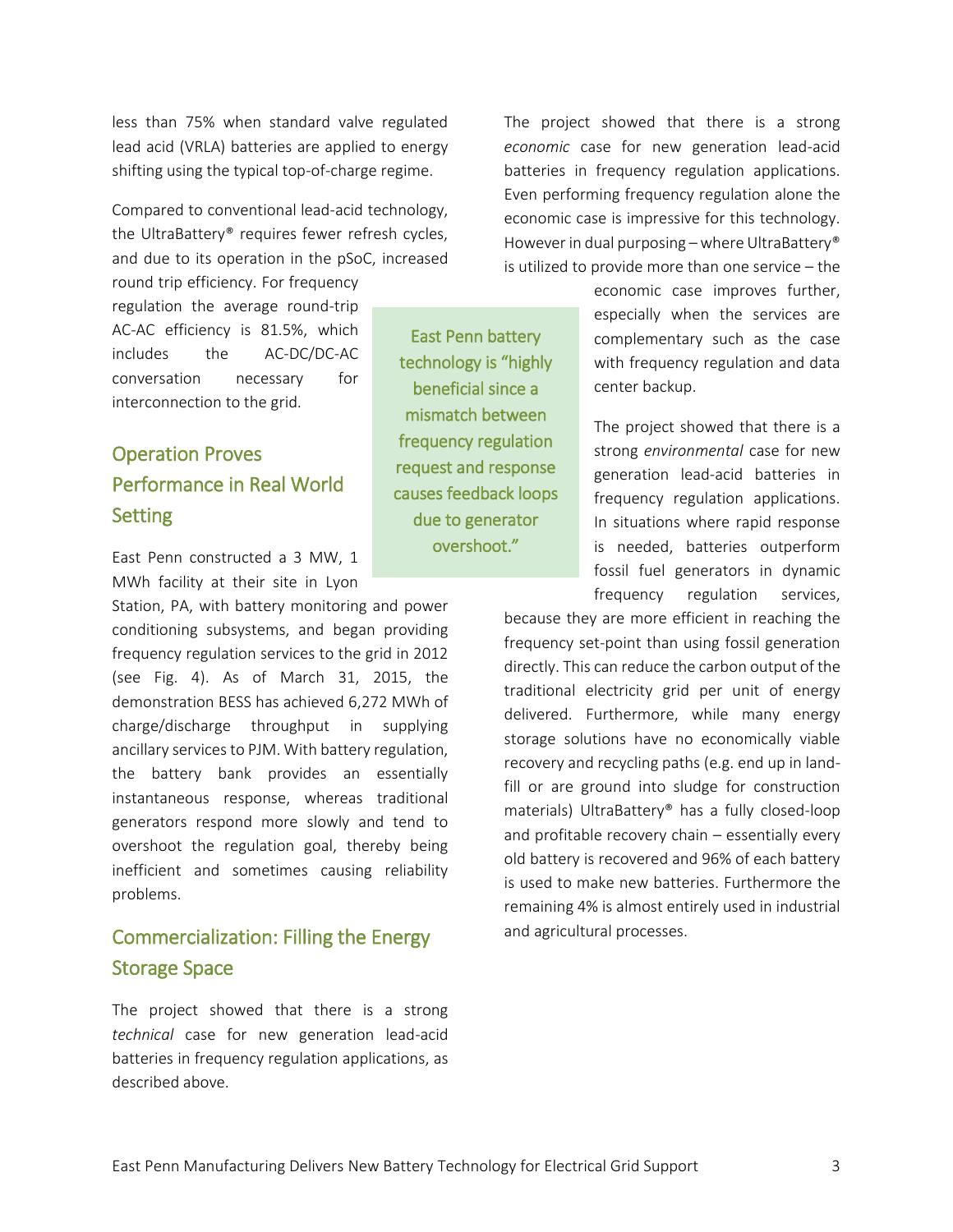less than 75% when standard valve regulated lead acid (VRLA) batteries are applied to energy shifting using the typical top-of-charge regime.

Compared to conventional lead-acid technology, the UltraBattery® requires fewer refresh cycles, and due to its operation in the pSoC, increased round trip efficiency. For frequency regulation the average round-trip AC-AC efficiency is 81.5%, which includes the AC-DC/DC-AC conversation necessary for interconnection to the grid.

## Operation Proves Performance in Real World Setting

East Penn constructed a 3 MW, 1 MWh facility at their site in Lyon Station, PA, with battery monitoring and power conditioning subsystems, and began providing frequency regulation services to the grid in 2012 (see Fig. 4). As of March 31, 2015, the demonstration BESS has achieved 6,272 MWh of charge/discharge throughput in supplying ancillary services to PJM. With battery regulation, the battery bank provides an essentially instantaneous response, whereas traditional generators respond more slowly and tend to overshoot the regulation goal, thereby being inefficient and sometimes causing reliability problems.

> East Penn battery technology is "highly beneficial since a mismatch between frequency regulation request and response causes feedback loops due to generator overshoot."

## Commercialization: Filling the Energy Storage Space

The project showed that there is a strong *technical* case for new generation lead-acid batteries in frequency regulation applications, as described above.

The project showed that there is a strong *economic* case for new generation lead-acid batteries in frequency regulation applications. Even performing frequency regulation alone the economic case is impressive for this technology. However in dual purposing – where UltraBattery® is utilized to provide more than one service – the economic case improves further, especially when the services are complementary such as the case with frequency regulation and data center backup.

The project showed that there is a strong *environmental* case for new generation lead-acid batteries in frequency regulation applications. In situations where rapid response is needed, batteries outperform fossil fuel generators in dynamic frequency regulation services, because they are more efficient in reaching the frequency set-point than using fossil generation directly. This can reduce the carbon output of the traditional electricity grid per unit of energy delivered. Furthermore, while many energy storage solutions have no economically viable recovery and recycling paths (e.g. end up in land-fill or are ground into sludge for construction materials) UltraBattery® has a fully closed-loop and profitable recovery chain – essentially every old battery is recovered and 96% of each battery is used to make new batteries. Furthermore the remaining 4% is almost entirely used in industrial and agricultural processes.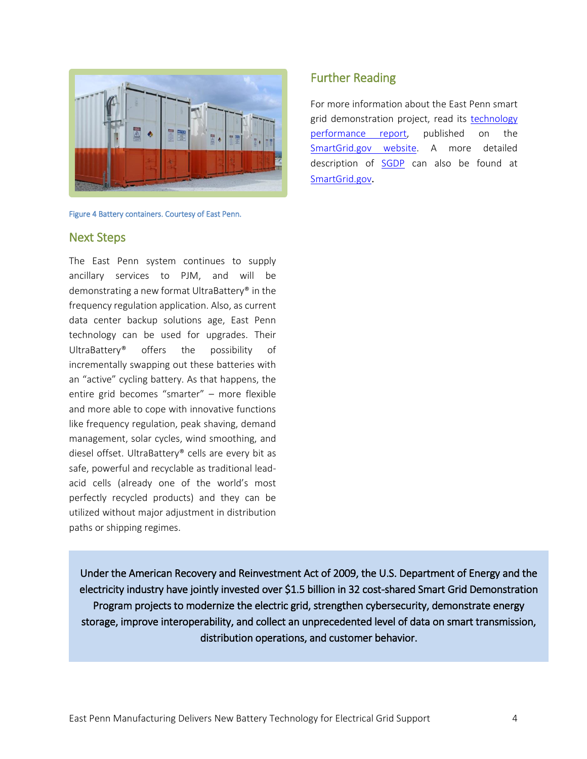Figure 4 Battery containers. Courtesy of East Penn.

## Next Steps

The East Penn system continues to supply ancillary services to PJM, and will be demonstrating a new format UltraBattery® in the frequency regulation application. Also, as current data center backup solutions age, East Penn technology can be used for upgrades. Their UltraBattery® offers the possibility of incrementally swapping out these batteries with an "active" cycling battery. As that happens, the entire grid becomes "smarter" – more flexible and more able to cope with innovative functions like frequency regulation, peak shaving, demand management, solar cycles, wind smoothing, and diesel offset. UltraBattery® cells are every bit as safe, powerful and recyclable as traditional lead-acid cells (already one of the world's most perfectly recycled products) and they can be utilized without major adjustment in distribution paths or shipping regimes.

## Further Reading

For more information about the East Penn smart grid demonstration project, read its technology performance report, published on the SmartGrid.gov website. A more detailed description of SGDP can also be found at SmartGrid.gov.

**Under the American Recovery and Reinvestment Act of 2009, the U.S. Department of Energy and the electricity industry have jointly invested over $1.5 billion in 32 cost-shared Smart Grid Demonstration Program projects to modernize the electric grid, strengthen cybersecurity, demonstrate energy storage, improve interoperability, and collect an unprecedented level of data on smart transmission, distribution operations, and customer behavior.**